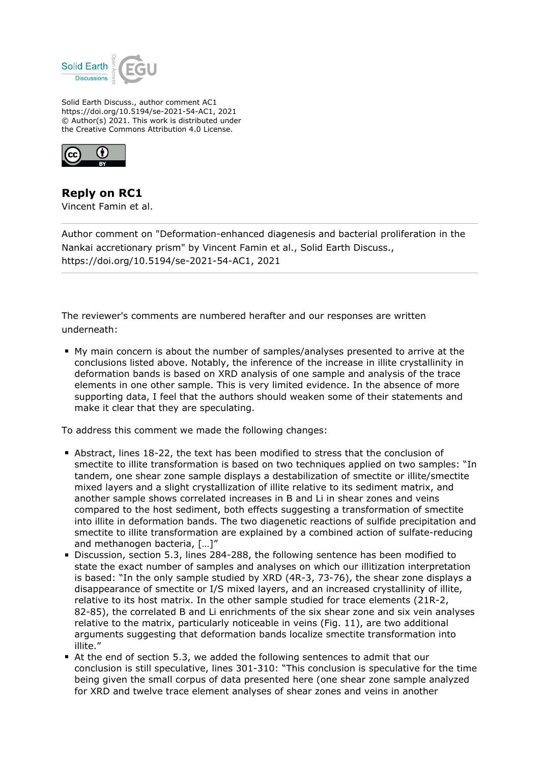Solid Earth Discuss., author comment AC1
https://doi.org/10.5194/se-2021-54-AC1, 2021
© Author(s) 2021. This work is distributed under
the Creative Commons Attribution 4.0 License.

## Reply on RC1

Vincent Famin et al.

---

Author comment on "Deformation-enhanced diagenesis and bacterial proliferation in the Nankai accretionary prism" by Vincent Famin et al., Solid Earth Discuss., https://doi.org/10.5194/se-2021-54-AC1, 2021

---

The reviewer's comments are numbered herafter and our responses are written underneath:

- My main concern is about the number of samples/analyses presented to arrive at the conclusions listed above. Notably, the inference of the increase in illite crystallinity in deformation bands is based on XRD analysis of one sample and analysis of the trace elements in one other sample. This is very limited evidence. In the absence of more supporting data, I feel that the authors should weaken some of their statements and make it clear that they are speculating.

To address this comment we made the following changes:

- Abstract, lines 18-22, the text has been modified to stress that the conclusion of smectite to illite transformation is based on two techniques applied on two samples: "In tandem, one shear zone sample displays a destabilization of smectite or illite/smectite mixed layers and a slight crystallization of illite relative to its sediment matrix, and another sample shows correlated increases in B and Li in shear zones and veins compared to the host sediment, both effects suggesting a transformation of smectite into illite in deformation bands. The two diagenetic reactions of sulfide precipitation and smectite to illite transformation are explained by a combined action of sulfate-reducing and methanogen bacteria, […]"
- Discussion, section 5.3, lines 284-288, the following sentence has been modified to state the exact number of samples and analyses on which our illitization interpretation is based: "In the only sample studied by XRD (4R-3, 73-76), the shear zone displays a disappearance of smectite or I/S mixed layers, and an increased crystallinity of illite, relative to its host matrix. In the other sample studied for trace elements (21R-2, 82-85), the correlated B and Li enrichments of the six shear zone and six vein analyses relative to the matrix, particularly noticeable in veins (Fig. 11), are two additional arguments suggesting that deformation bands localize smectite transformation into illite."
- At the end of section 5.3, we added the following sentences to admit that our conclusion is still speculative, lines 301-310: "This conclusion is speculative for the time being given the small corpus of data presented here (one shear zone sample analyzed for XRD and twelve trace element analyses of shear zones and veins in another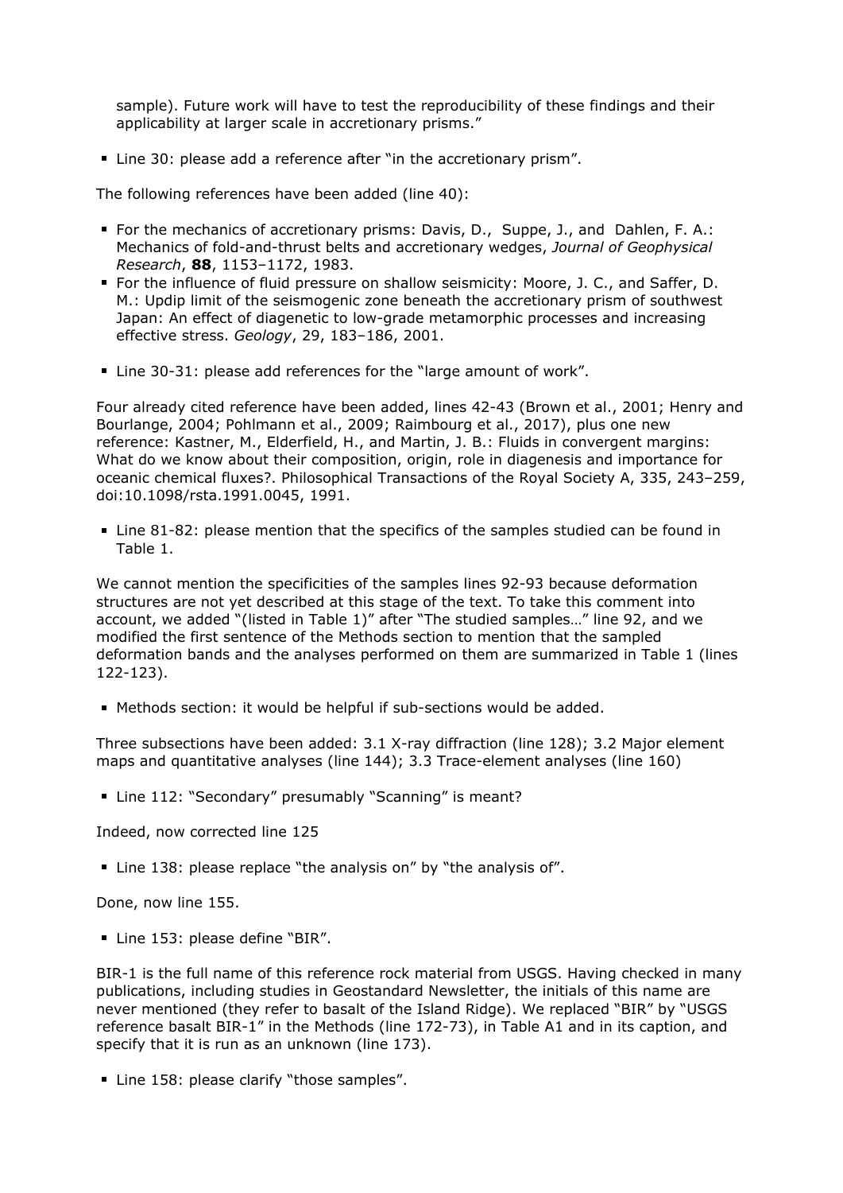sample). Future work will have to test the reproducibility of these findings and their applicability at larger scale in accretionary prisms."

- Line 30: please add a reference after "in the accretionary prism".

The following references have been added (line 40):

- For the mechanics of accretionary prisms: Davis, D., Suppe, J., and Dahlen, F. A.: Mechanics of fold-and-thrust belts and accretionary wedges, *Journal of Geophysical Research*, **88**, 1153–1172, 1983.
- For the influence of fluid pressure on shallow seismicity: Moore, J. C., and Saffer, D. M.: Updip limit of the seismogenic zone beneath the accretionary prism of southwest Japan: An effect of diagenetic to low-grade metamorphic processes and increasing effective stress. *Geology*, 29, 183–186, 2001.

- Line 30-31: please add references for the "large amount of work".

Four already cited reference have been added, lines 42-43 (Brown et al., 2001; Henry and Bourlange, 2004; Pohlmann et al., 2009; Raimbourg et al., 2017), plus one new reference: Kastner, M., Elderfield, H., and Martin, J. B.: Fluids in convergent margins: What do we know about their composition, origin, role in diagenesis and importance for oceanic chemical fluxes?. Philosophical Transactions of the Royal Society A, 335, 243–259, doi:10.1098/rsta.1991.0045, 1991.

- Line 81-82: please mention that the specifics of the samples studied can be found in Table 1.

We cannot mention the specificities of the samples lines 92-93 because deformation structures are not yet described at this stage of the text. To take this comment into account, we added "(listed in Table 1)" after "The studied samples…" line 92, and we modified the first sentence of the Methods section to mention that the sampled deformation bands and the analyses performed on them are summarized in Table 1 (lines 122-123).

- Methods section: it would be helpful if sub-sections would be added.

Three subsections have been added: 3.1 X-ray diffraction (line 128); 3.2 Major element maps and quantitative analyses (line 144); 3.3 Trace-element analyses (line 160)

- Line 112: "Secondary" presumably "Scanning" is meant?

Indeed, now corrected line 125

- Line 138: please replace "the analysis on" by "the analysis of".

Done, now line 155.

- Line 153: please define "BIR".

BIR-1 is the full name of this reference rock material from USGS. Having checked in many publications, including studies in Geostandard Newsletter, the initials of this name are never mentioned (they refer to basalt of the Island Ridge). We replaced "BIR" by "USGS reference basalt BIR-1" in the Methods (line 172-73), in Table A1 and in its caption, and specify that it is run as an unknown (line 173).

- Line 158: please clarify "those samples".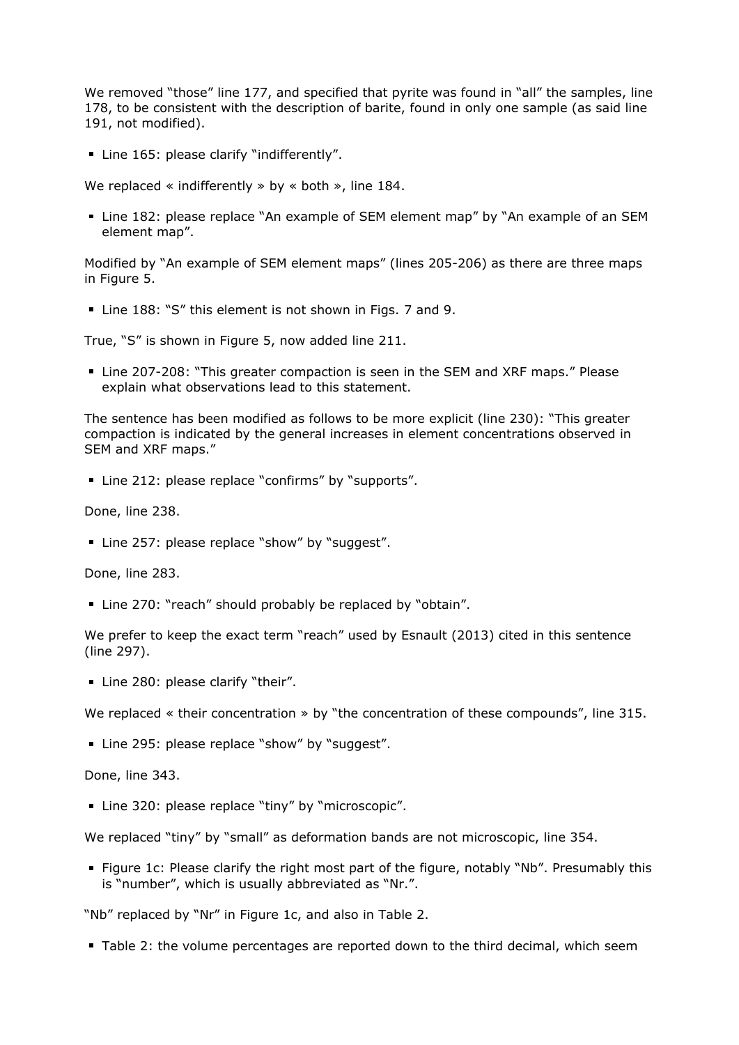We removed "those" line 177, and specified that pyrite was found in "all" the samples, line 178, to be consistent with the description of barite, found in only one sample (as said line 191, not modified).

- Line 165: please clarify "indifferently".

We replaced « indifferently » by « both », line 184.

- Line 182: please replace "An example of SEM element map" by "An example of an SEM element map".

Modified by "An example of SEM element maps" (lines 205-206) as there are three maps in Figure 5.

- Line 188: "S" this element is not shown in Figs. 7 and 9.

True, "S" is shown in Figure 5, now added line 211.

- Line 207-208: "This greater compaction is seen in the SEM and XRF maps." Please explain what observations lead to this statement.

The sentence has been modified as follows to be more explicit (line 230): "This greater compaction is indicated by the general increases in element concentrations observed in SEM and XRF maps."

- Line 212: please replace "confirms" by "supports".

Done, line 238.

- Line 257: please replace "show" by "suggest".

Done, line 283.

- Line 270: "reach" should probably be replaced by "obtain".

We prefer to keep the exact term "reach" used by Esnault (2013) cited in this sentence (line 297).

- Line 280: please clarify "their".

We replaced « their concentration » by "the concentration of these compounds", line 315.

- Line 295: please replace "show" by "suggest".

Done, line 343.

- Line 320: please replace "tiny" by "microscopic".

We replaced "tiny" by "small" as deformation bands are not microscopic, line 354.

- Figure 1c: Please clarify the right most part of the figure, notably "Nb". Presumably this is "number", which is usually abbreviated as "Nr.".

"Nb" replaced by "Nr" in Figure 1c, and also in Table 2.

- Table 2: the volume percentages are reported down to the third decimal, which seem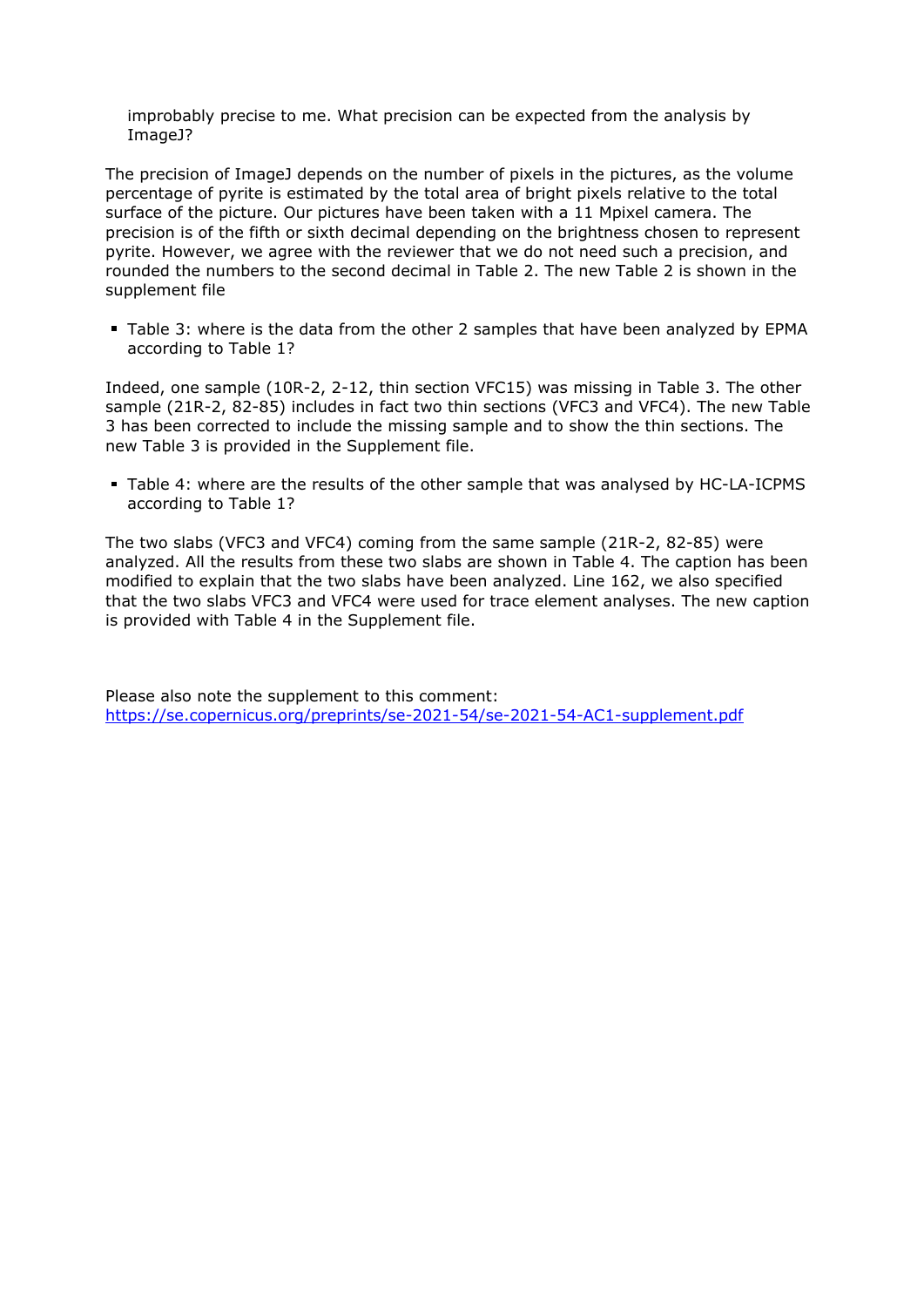improbably precise to me. What precision can be expected from the analysis by ImageJ?

The precision of ImageJ depends on the number of pixels in the pictures, as the volume percentage of pyrite is estimated by the total area of bright pixels relative to the total surface of the picture. Our pictures have been taken with a 11 Mpixel camera. The precision is of the fifth or sixth decimal depending on the brightness chosen to represent pyrite. However, we agree with the reviewer that we do not need such a precision, and rounded the numbers to the second decimal in Table 2. The new Table 2 is shown in the supplement file

- Table 3: where is the data from the other 2 samples that have been analyzed by EPMA according to Table 1?

Indeed, one sample (10R-2, 2-12, thin section VFC15) was missing in Table 3. The other sample (21R-2, 82-85) includes in fact two thin sections (VFC3 and VFC4). The new Table 3 has been corrected to include the missing sample and to show the thin sections. The new Table 3 is provided in the Supplement file.

- Table 4: where are the results of the other sample that was analysed by HC-LA-ICPMS according to Table 1?

The two slabs (VFC3 and VFC4) coming from the same sample (21R-2, 82-85) were analyzed. All the results from these two slabs are shown in Table 4. The caption has been modified to explain that the two slabs have been analyzed. Line 162, we also specified that the two slabs VFC3 and VFC4 were used for trace element analyses. The new caption is provided with Table 4 in the Supplement file.

Please also note the supplement to this comment:
https://se.copernicus.org/preprints/se-2021-54/se-2021-54-AC1-supplement.pdf